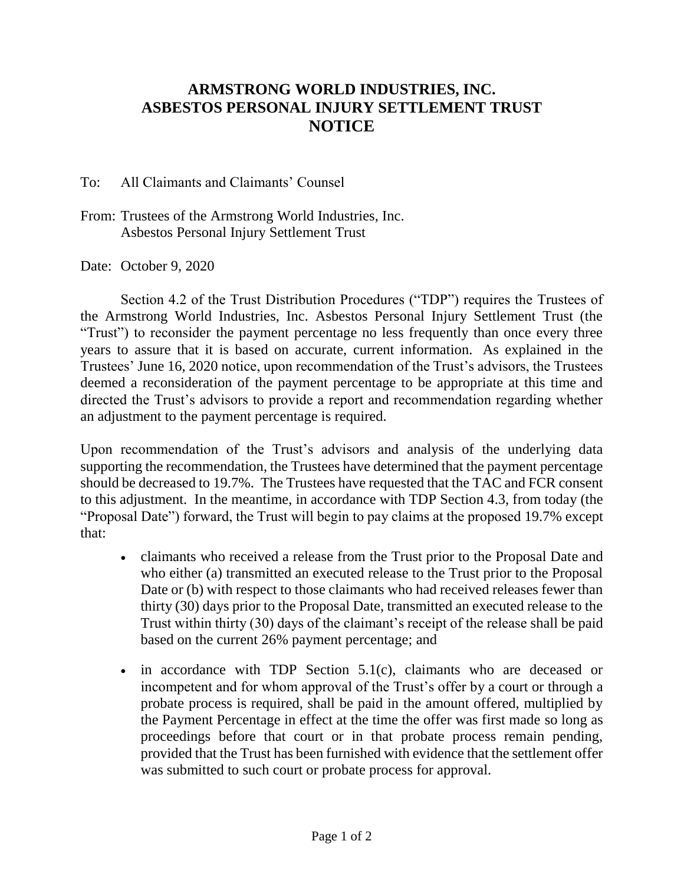# ARMSTRONG WORLD INDUSTRIES, INC.
# ASBESTOS PERSONAL INJURY SETTLEMENT TRUST
# NOTICE

To: All Claimants and Claimants' Counsel

From: Trustees of the Armstrong World Industries, Inc. Asbestos Personal Injury Settlement Trust

Date: October 9, 2020

Section 4.2 of the Trust Distribution Procedures ("TDP") requires the Trustees of the Armstrong World Industries, Inc. Asbestos Personal Injury Settlement Trust (the "Trust") to reconsider the payment percentage no less frequently than once every three years to assure that it is based on accurate, current information. As explained in the Trustees' June 16, 2020 notice, upon recommendation of the Trust's advisors, the Trustees deemed a reconsideration of the payment percentage to be appropriate at this time and directed the Trust's advisors to provide a report and recommendation regarding whether an adjustment to the payment percentage is required.

Upon recommendation of the Trust's advisors and analysis of the underlying data supporting the recommendation, the Trustees have determined that the payment percentage should be decreased to 19.7%. The Trustees have requested that the TAC and FCR consent to this adjustment. In the meantime, in accordance with TDP Section 4.3, from today (the "Proposal Date") forward, the Trust will begin to pay claims at the proposed 19.7% except that:

- claimants who received a release from the Trust prior to the Proposal Date and who either (a) transmitted an executed release to the Trust prior to the Proposal Date or (b) with respect to those claimants who had received releases fewer than thirty (30) days prior to the Proposal Date, transmitted an executed release to the Trust within thirty (30) days of the claimant's receipt of the release shall be paid based on the current 26% payment percentage; and

- in accordance with TDP Section 5.1(c), claimants who are deceased or incompetent and for whom approval of the Trust's offer by a court or through a probate process is required, shall be paid in the amount offered, multiplied by the Payment Percentage in effect at the time the offer was first made so long as proceedings before that court or in that probate process remain pending, provided that the Trust has been furnished with evidence that the settlement offer was submitted to such court or probate process for approval.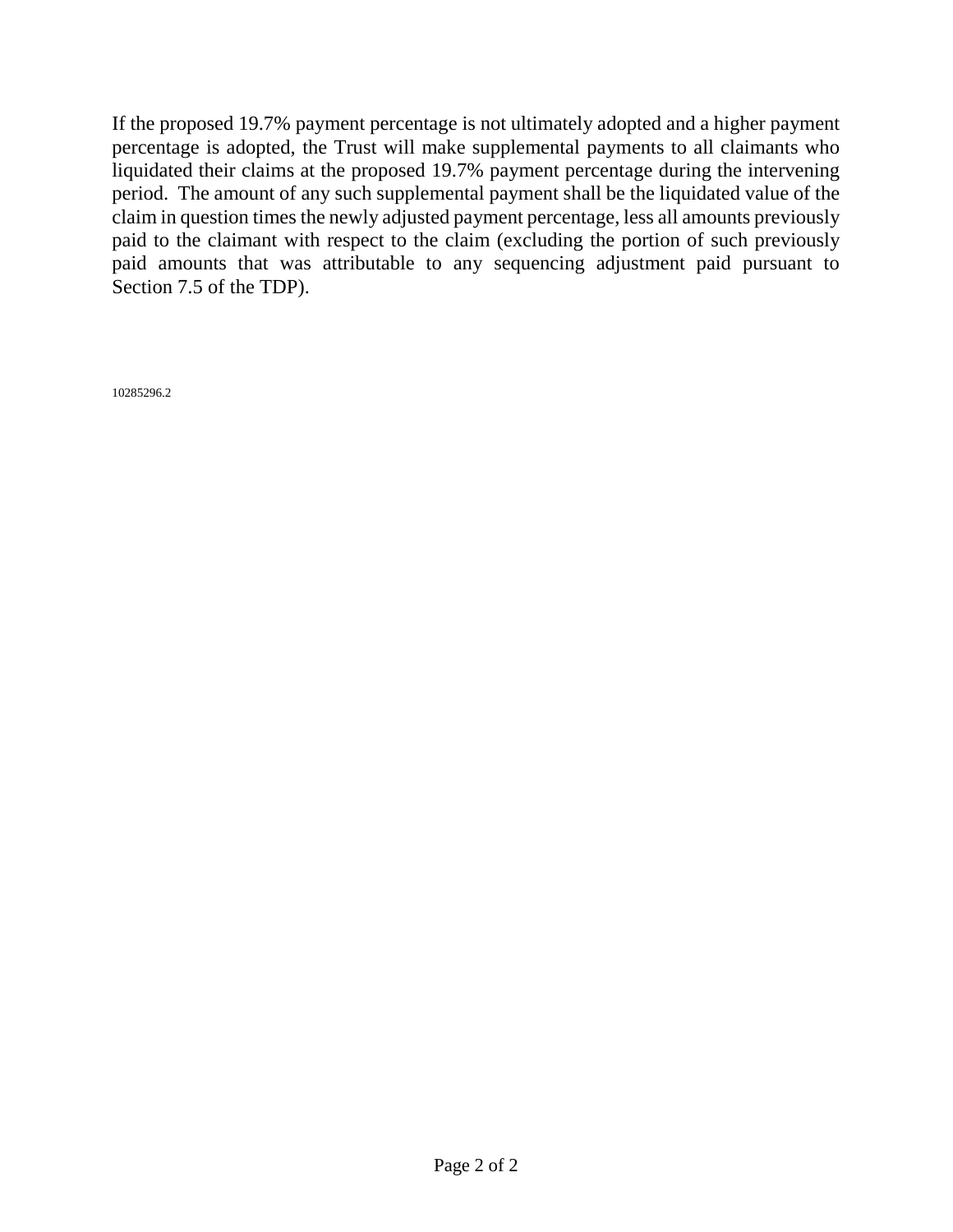If the proposed 19.7% payment percentage is not ultimately adopted and a higher payment percentage is adopted, the Trust will make supplemental payments to all claimants who liquidated their claims at the proposed 19.7% payment percentage during the intervening period. The amount of any such supplemental payment shall be the liquidated value of the claim in question times the newly adjusted payment percentage, less all amounts previously paid to the claimant with respect to the claim (excluding the portion of such previously paid amounts that was attributable to any sequencing adjustment paid pursuant to Section 7.5 of the TDP).

10285296.2